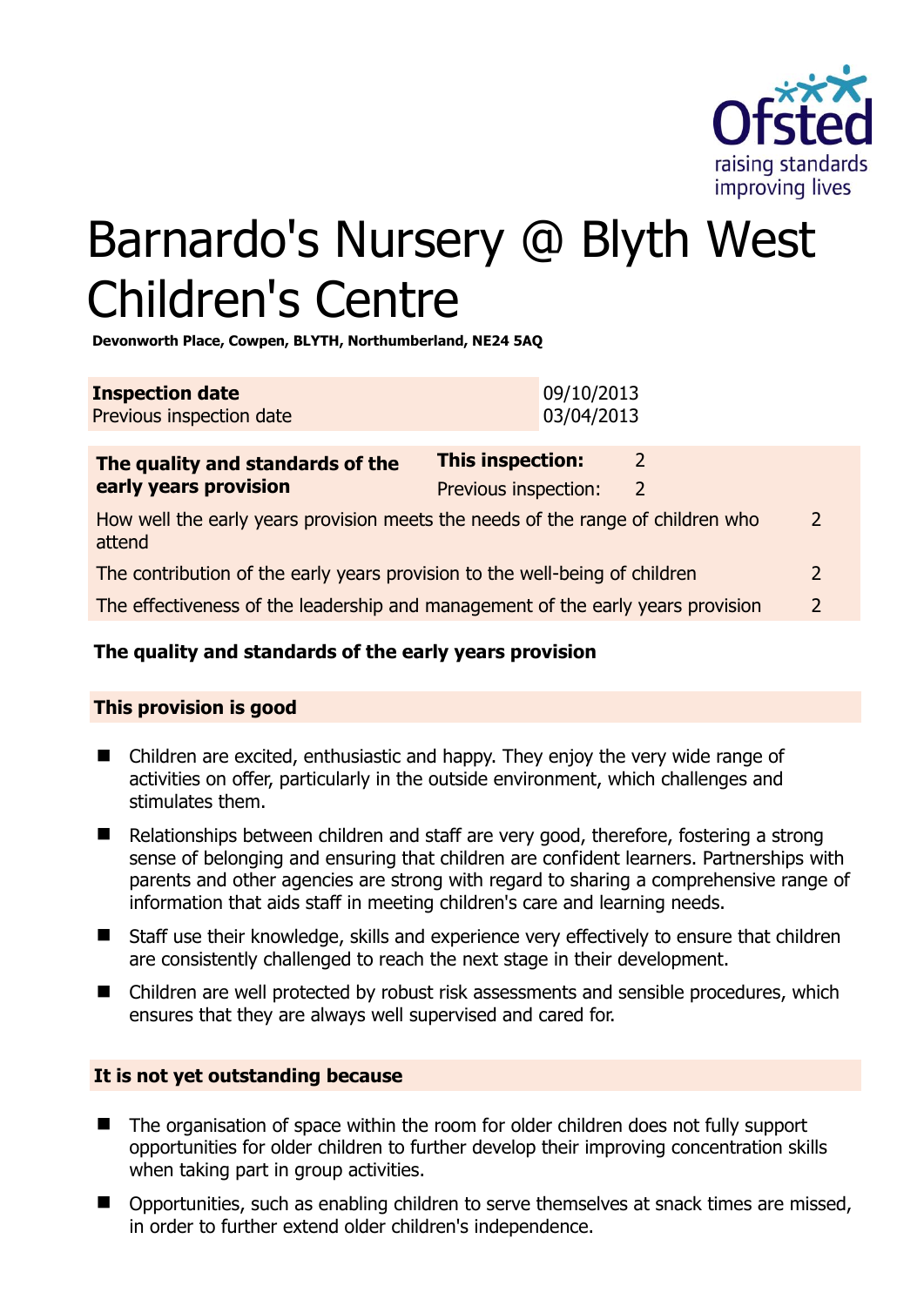# Barnardo's Nursery @ Blyth West Children's Centre

**Devonworth Place, Cowpen, BLYTH, Northumberland, NE24 5AQ**

| **Inspection date** | 09/10/2013 |
| --- | --- |
| Previous inspection date | 03/04/2013 |

| **The quality and standards of the early years provision** | **This inspection:** | 2 |
| --- | --- | --- |
| | Previous inspection: | 2 |
| How well the early years provision meets the needs of the range of children who attend | | 2 |
| The contribution of the early years provision to the well-being of children | | 2 |
| The effectiveness of the leadership and management of the early years provision | | 2 |

**The quality and standards of the early years provision**

**This provision is good**

- Children are excited, enthusiastic and happy. They enjoy the very wide range of activities on offer, particularly in the outside environment, which challenges and stimulates them.
- Relationships between children and staff are very good, therefore, fostering a strong sense of belonging and ensuring that children are confident learners. Partnerships with parents and other agencies are strong with regard to sharing a comprehensive range of information that aids staff in meeting children's care and learning needs.
- Staff use their knowledge, skills and experience very effectively to ensure that children are consistently challenged to reach the next stage in their development.
- Children are well protected by robust risk assessments and sensible procedures, which ensures that they are always well supervised and cared for.

**It is not yet outstanding because**

- The organisation of space within the room for older children does not fully support opportunities for older children to further develop their improving concentration skills when taking part in group activities.
- Opportunities, such as enabling children to serve themselves at snack times are missed, in order to further extend older children's independence.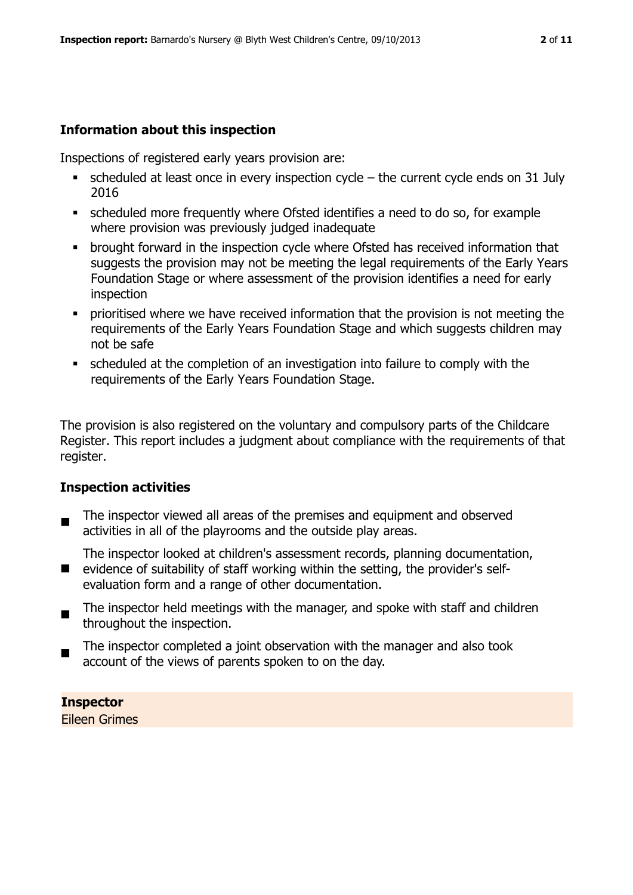## Information about this inspection

Inspections of registered early years provision are:

- scheduled at least once in every inspection cycle – the current cycle ends on 31 July 2016
- scheduled more frequently where Ofsted identifies a need to do so, for example where provision was previously judged inadequate
- brought forward in the inspection cycle where Ofsted has received information that suggests the provision may not be meeting the legal requirements of the Early Years Foundation Stage or where assessment of the provision identifies a need for early inspection
- prioritised where we have received information that the provision is not meeting the requirements of the Early Years Foundation Stage and which suggests children may not be safe
- scheduled at the completion of an investigation into failure to comply with the requirements of the Early Years Foundation Stage.

The provision is also registered on the voluntary and compulsory parts of the Childcare Register. This report includes a judgment about compliance with the requirements of that register.

## Inspection activities

- The inspector viewed all areas of the premises and equipment and observed activities in all of the playrooms and the outside play areas.
- The inspector looked at children's assessment records, planning documentation, evidence of suitability of staff working within the setting, the provider's self-evaluation form and a range of other documentation.
- The inspector held meetings with the manager, and spoke with staff and children throughout the inspection.
- The inspector completed a joint observation with the manager and also took account of the views of parents spoken to on the day.

**Inspector**
Eileen Grimes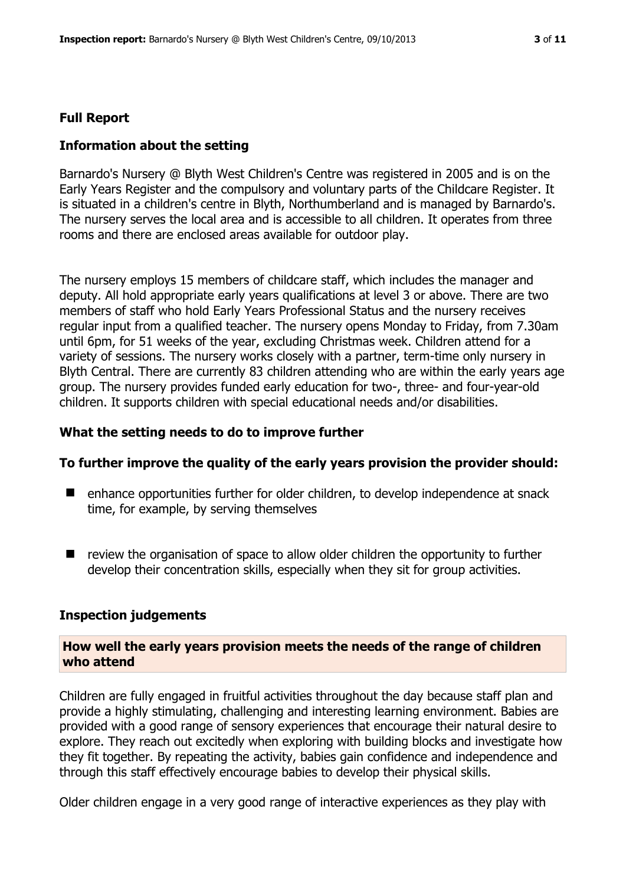## Full Report

### Information about the setting

Barnardo's Nursery @ Blyth West Children's Centre was registered in 2005 and is on the Early Years Register and the compulsory and voluntary parts of the Childcare Register. It is situated in a children's centre in Blyth, Northumberland and is managed by Barnardo's. The nursery serves the local area and is accessible to all children. It operates from three rooms and there are enclosed areas available for outdoor play.

The nursery employs 15 members of childcare staff, which includes the manager and deputy. All hold appropriate early years qualifications at level 3 or above. There are two members of staff who hold Early Years Professional Status and the nursery receives regular input from a qualified teacher. The nursery opens Monday to Friday, from 7.30am until 6pm, for 51 weeks of the year, excluding Christmas week. Children attend for a variety of sessions. The nursery works closely with a partner, term-time only nursery in Blyth Central. There are currently 83 children attending who are within the early years age group. The nursery provides funded early education for two-, three- and four-year-old children. It supports children with special educational needs and/or disabilities.

### What the setting needs to do to improve further

### To further improve the quality of the early years provision the provider should:

- enhance opportunities further for older children, to develop independence at snack time, for example, by serving themselves
- review the organisation of space to allow older children the opportunity to further develop their concentration skills, especially when they sit for group activities.

### Inspection judgements

### How well the early years provision meets the needs of the range of children who attend

Children are fully engaged in fruitful activities throughout the day because staff plan and provide a highly stimulating, challenging and interesting learning environment. Babies are provided with a good range of sensory experiences that encourage their natural desire to explore. They reach out excitedly when exploring with building blocks and investigate how they fit together. By repeating the activity, babies gain confidence and independence and through this staff effectively encourage babies to develop their physical skills.

Older children engage in a very good range of interactive experiences as they play with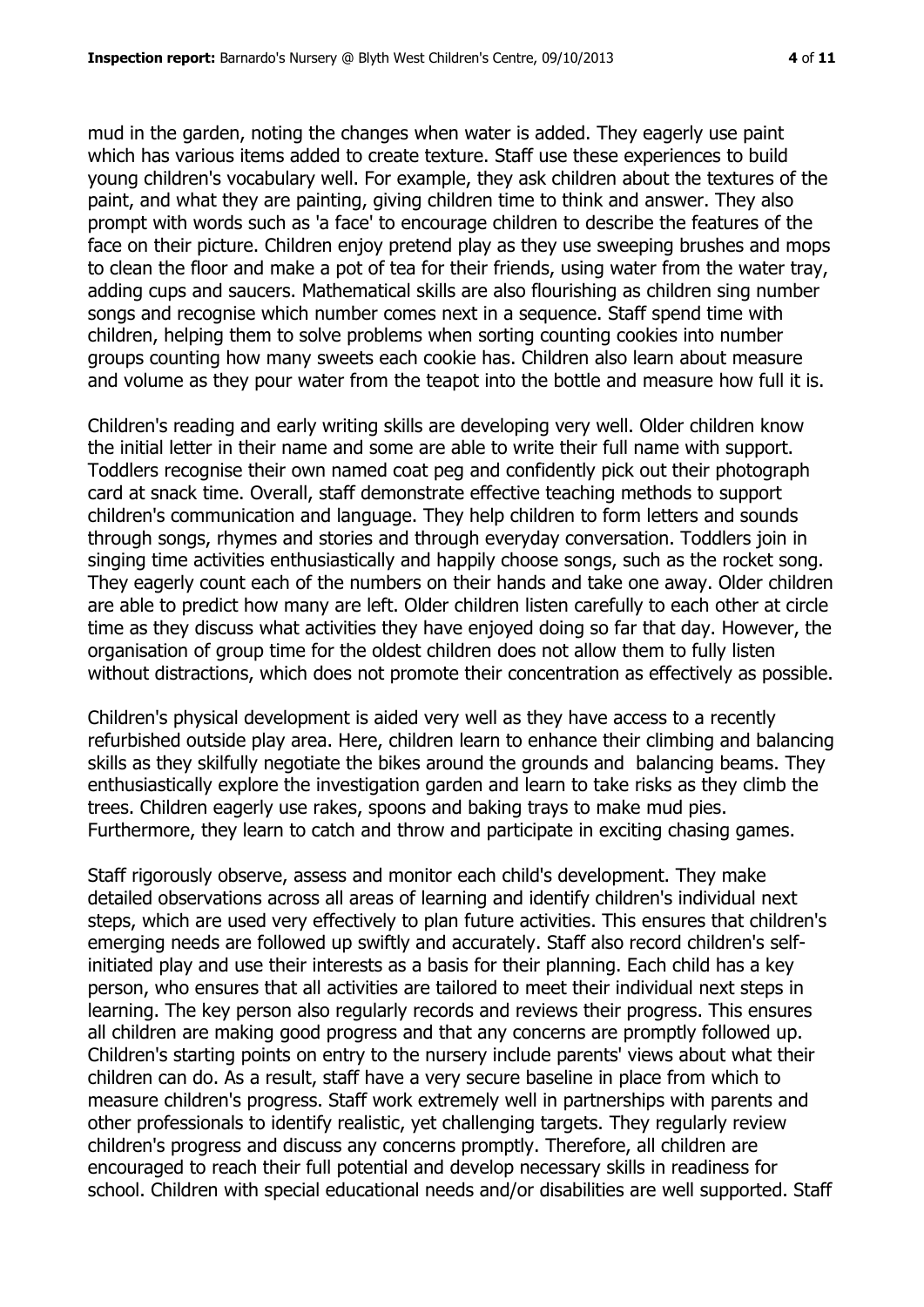mud in the garden, noting the changes when water is added. They eagerly use paint which has various items added to create texture. Staff use these experiences to build young children's vocabulary well. For example, they ask children about the textures of the paint, and what they are painting, giving children time to think and answer. They also prompt with words such as 'a face' to encourage children to describe the features of the face on their picture. Children enjoy pretend play as they use sweeping brushes and mops to clean the floor and make a pot of tea for their friends, using water from the water tray, adding cups and saucers. Mathematical skills are also flourishing as children sing number songs and recognise which number comes next in a sequence. Staff spend time with children, helping them to solve problems when sorting counting cookies into number groups counting how many sweets each cookie has. Children also learn about measure and volume as they pour water from the teapot into the bottle and measure how full it is.

Children's reading and early writing skills are developing very well. Older children know the initial letter in their name and some are able to write their full name with support. Toddlers recognise their own named coat peg and confidently pick out their photograph card at snack time. Overall, staff demonstrate effective teaching methods to support children's communication and language. They help children to form letters and sounds through songs, rhymes and stories and through everyday conversation. Toddlers join in singing time activities enthusiastically and happily choose songs, such as the rocket song. They eagerly count each of the numbers on their hands and take one away. Older children are able to predict how many are left. Older children listen carefully to each other at circle time as they discuss what activities they have enjoyed doing so far that day. However, the organisation of group time for the oldest children does not allow them to fully listen without distractions, which does not promote their concentration as effectively as possible.

Children's physical development is aided very well as they have access to a recently refurbished outside play area. Here, children learn to enhance their climbing and balancing skills as they skilfully negotiate the bikes around the grounds and balancing beams. They enthusiastically explore the investigation garden and learn to take risks as they climb the trees. Children eagerly use rakes, spoons and baking trays to make mud pies. Furthermore, they learn to catch and throw and participate in exciting chasing games.

Staff rigorously observe, assess and monitor each child's development. They make detailed observations across all areas of learning and identify children's individual next steps, which are used very effectively to plan future activities. This ensures that children's emerging needs are followed up swiftly and accurately. Staff also record children's self-initiated play and use their interests as a basis for their planning. Each child has a key person, who ensures that all activities are tailored to meet their individual next steps in learning. The key person also regularly records and reviews their progress. This ensures all children are making good progress and that any concerns are promptly followed up. Children's starting points on entry to the nursery include parents' views about what their children can do. As a result, staff have a very secure baseline in place from which to measure children's progress. Staff work extremely well in partnerships with parents and other professionals to identify realistic, yet challenging targets. They regularly review children's progress and discuss any concerns promptly. Therefore, all children are encouraged to reach their full potential and develop necessary skills in readiness for school. Children with special educational needs and/or disabilities are well supported. Staff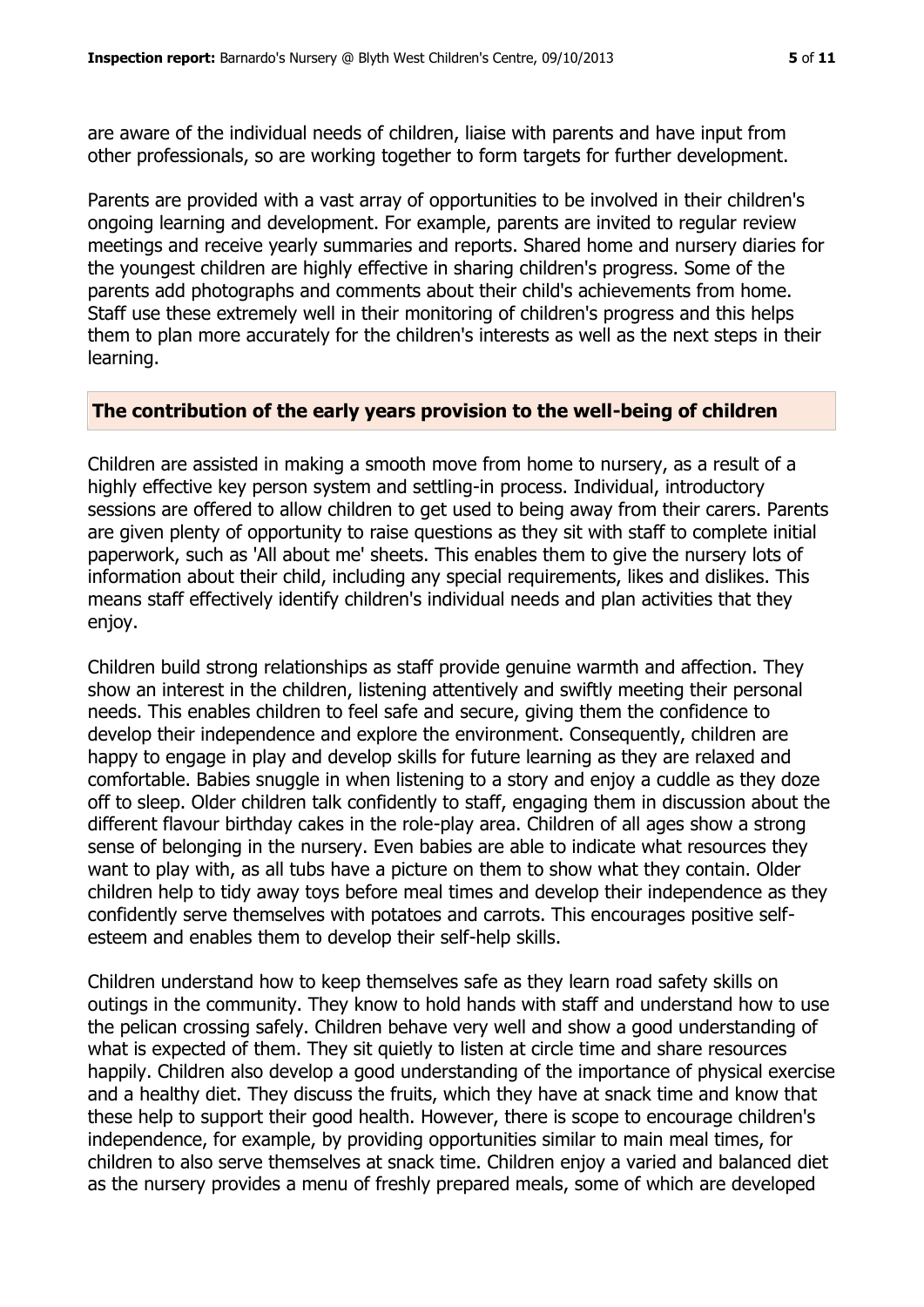are aware of the individual needs of children, liaise with parents and have input from other professionals, so are working together to form targets for further development.

Parents are provided with a vast array of opportunities to be involved in their children's ongoing learning and development. For example, parents are invited to regular review meetings and receive yearly summaries and reports. Shared home and nursery diaries for the youngest children are highly effective in sharing children's progress. Some of the parents add photographs and comments about their child's achievements from home. Staff use these extremely well in their monitoring of children's progress and this helps them to plan more accurately for the children's interests as well as the next steps in their learning.

## The contribution of the early years provision to the well-being of children

Children are assisted in making a smooth move from home to nursery, as a result of a highly effective key person system and settling-in process. Individual, introductory sessions are offered to allow children to get used to being away from their carers. Parents are given plenty of opportunity to raise questions as they sit with staff to complete initial paperwork, such as 'All about me' sheets. This enables them to give the nursery lots of information about their child, including any special requirements, likes and dislikes. This means staff effectively identify children's individual needs and plan activities that they enjoy.

Children build strong relationships as staff provide genuine warmth and affection. They show an interest in the children, listening attentively and swiftly meeting their personal needs. This enables children to feel safe and secure, giving them the confidence to develop their independence and explore the environment. Consequently, children are happy to engage in play and develop skills for future learning as they are relaxed and comfortable. Babies snuggle in when listening to a story and enjoy a cuddle as they doze off to sleep. Older children talk confidently to staff, engaging them in discussion about the different flavour birthday cakes in the role-play area. Children of all ages show a strong sense of belonging in the nursery. Even babies are able to indicate what resources they want to play with, as all tubs have a picture on them to show what they contain. Older children help to tidy away toys before meal times and develop their independence as they confidently serve themselves with potatoes and carrots. This encourages positive self-esteem and enables them to develop their self-help skills.

Children understand how to keep themselves safe as they learn road safety skills on outings in the community. They know to hold hands with staff and understand how to use the pelican crossing safely. Children behave very well and show a good understanding of what is expected of them. They sit quietly to listen at circle time and share resources happily. Children also develop a good understanding of the importance of physical exercise and a healthy diet. They discuss the fruits, which they have at snack time and know that these help to support their good health. However, there is scope to encourage children's independence, for example, by providing opportunities similar to main meal times, for children to also serve themselves at snack time. Children enjoy a varied and balanced diet as the nursery provides a menu of freshly prepared meals, some of which are developed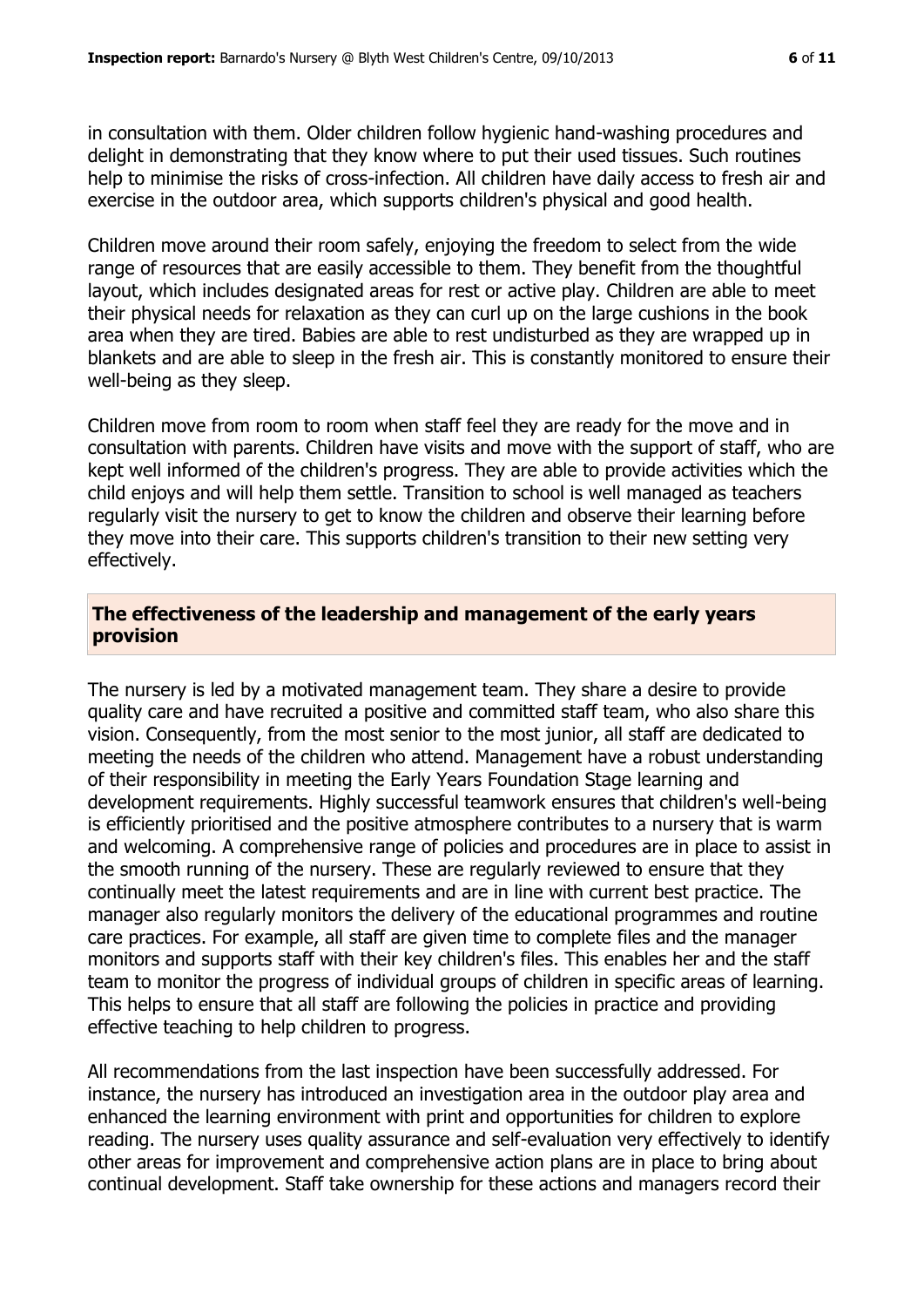in consultation with them. Older children follow hygienic hand-washing procedures and delight in demonstrating that they know where to put their used tissues. Such routines help to minimise the risks of cross-infection. All children have daily access to fresh air and exercise in the outdoor area, which supports children's physical and good health.

Children move around their room safely, enjoying the freedom to select from the wide range of resources that are easily accessible to them. They benefit from the thoughtful layout, which includes designated areas for rest or active play. Children are able to meet their physical needs for relaxation as they can curl up on the large cushions in the book area when they are tired. Babies are able to rest undisturbed as they are wrapped up in blankets and are able to sleep in the fresh air. This is constantly monitored to ensure their well-being as they sleep.

Children move from room to room when staff feel they are ready for the move and in consultation with parents. Children have visits and move with the support of staff, who are kept well informed of the children's progress. They are able to provide activities which the child enjoys and will help them settle. Transition to school is well managed as teachers regularly visit the nursery to get to know the children and observe their learning before they move into their care. This supports children's transition to their new setting very effectively.

## The effectiveness of the leadership and management of the early years provision

The nursery is led by a motivated management team. They share a desire to provide quality care and have recruited a positive and committed staff team, who also share this vision. Consequently, from the most senior to the most junior, all staff are dedicated to meeting the needs of the children who attend. Management have a robust understanding of their responsibility in meeting the Early Years Foundation Stage learning and development requirements. Highly successful teamwork ensures that children's well-being is efficiently prioritised and the positive atmosphere contributes to a nursery that is warm and welcoming. A comprehensive range of policies and procedures are in place to assist in the smooth running of the nursery. These are regularly reviewed to ensure that they continually meet the latest requirements and are in line with current best practice. The manager also regularly monitors the delivery of the educational programmes and routine care practices. For example, all staff are given time to complete files and the manager monitors and supports staff with their key children's files. This enables her and the staff team to monitor the progress of individual groups of children in specific areas of learning. This helps to ensure that all staff are following the policies in practice and providing effective teaching to help children to progress.

All recommendations from the last inspection have been successfully addressed. For instance, the nursery has introduced an investigation area in the outdoor play area and enhanced the learning environment with print and opportunities for children to explore reading. The nursery uses quality assurance and self-evaluation very effectively to identify other areas for improvement and comprehensive action plans are in place to bring about continual development. Staff take ownership for these actions and managers record their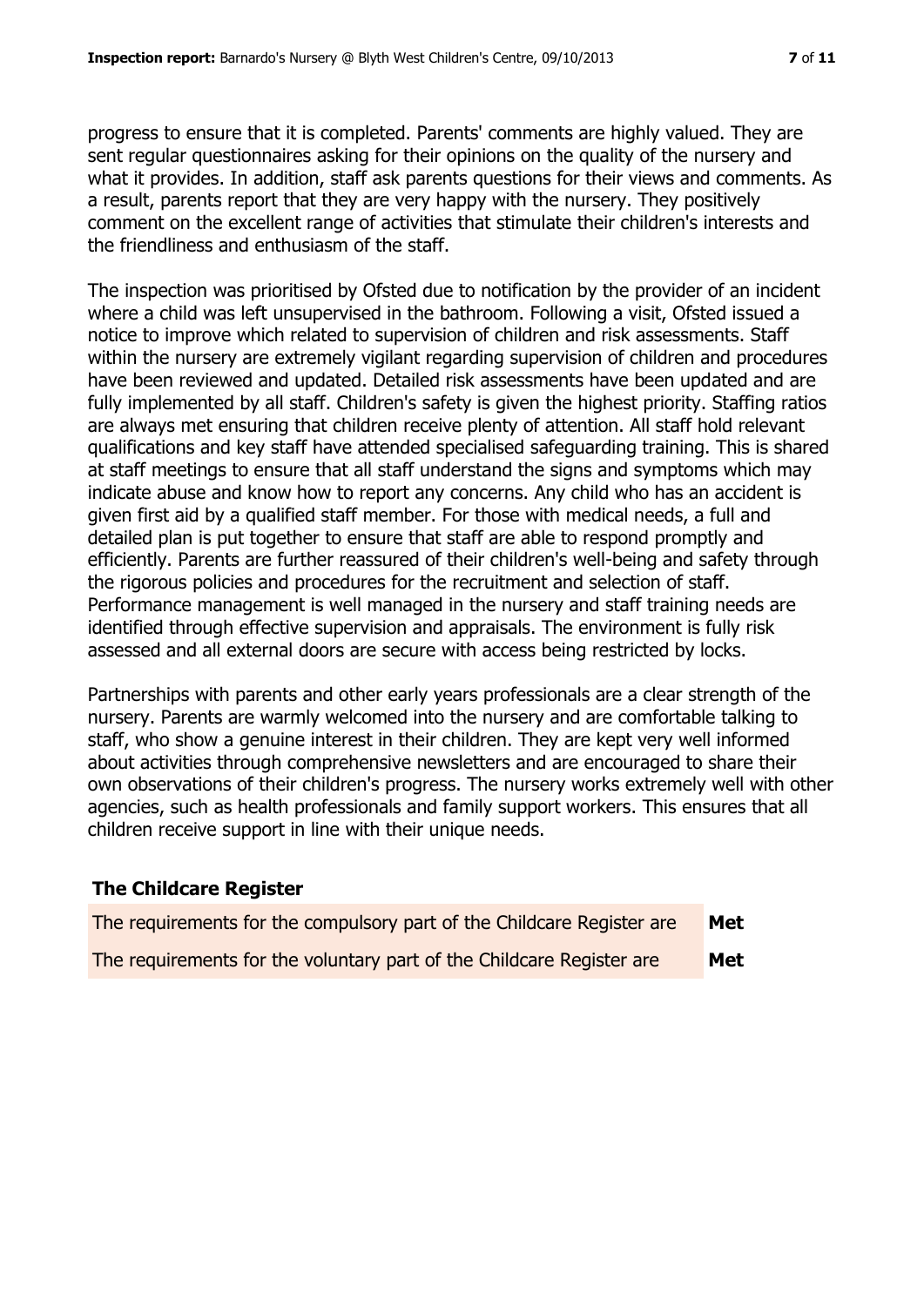progress to ensure that it is completed. Parents' comments are highly valued. They are sent regular questionnaires asking for their opinions on the quality of the nursery and what it provides. In addition, staff ask parents questions for their views and comments. As a result, parents report that they are very happy with the nursery. They positively comment on the excellent range of activities that stimulate their children's interests and the friendliness and enthusiasm of the staff.

The inspection was prioritised by Ofsted due to notification by the provider of an incident where a child was left unsupervised in the bathroom. Following a visit, Ofsted issued a notice to improve which related to supervision of children and risk assessments. Staff within the nursery are extremely vigilant regarding supervision of children and procedures have been reviewed and updated. Detailed risk assessments have been updated and are fully implemented by all staff. Children's safety is given the highest priority. Staffing ratios are always met ensuring that children receive plenty of attention. All staff hold relevant qualifications and key staff have attended specialised safeguarding training. This is shared at staff meetings to ensure that all staff understand the signs and symptoms which may indicate abuse and know how to report any concerns. Any child who has an accident is given first aid by a qualified staff member. For those with medical needs, a full and detailed plan is put together to ensure that staff are able to respond promptly and efficiently. Parents are further reassured of their children's well-being and safety through the rigorous policies and procedures for the recruitment and selection of staff. Performance management is well managed in the nursery and staff training needs are identified through effective supervision and appraisals. The environment is fully risk assessed and all external doors are secure with access being restricted by locks.

Partnerships with parents and other early years professionals are a clear strength of the nursery. Parents are warmly welcomed into the nursery and are comfortable talking to staff, who show a genuine interest in their children. They are kept very well informed about activities through comprehensive newsletters and are encouraged to share their own observations of their children's progress. The nursery works extremely well with other agencies, such as health professionals and family support workers. This ensures that all children receive support in line with their unique needs.

### The Childcare Register

| | |
|---|---|
| The requirements for the compulsory part of the Childcare Register are | **Met** |
| The requirements for the voluntary part of the Childcare Register are | **Met** |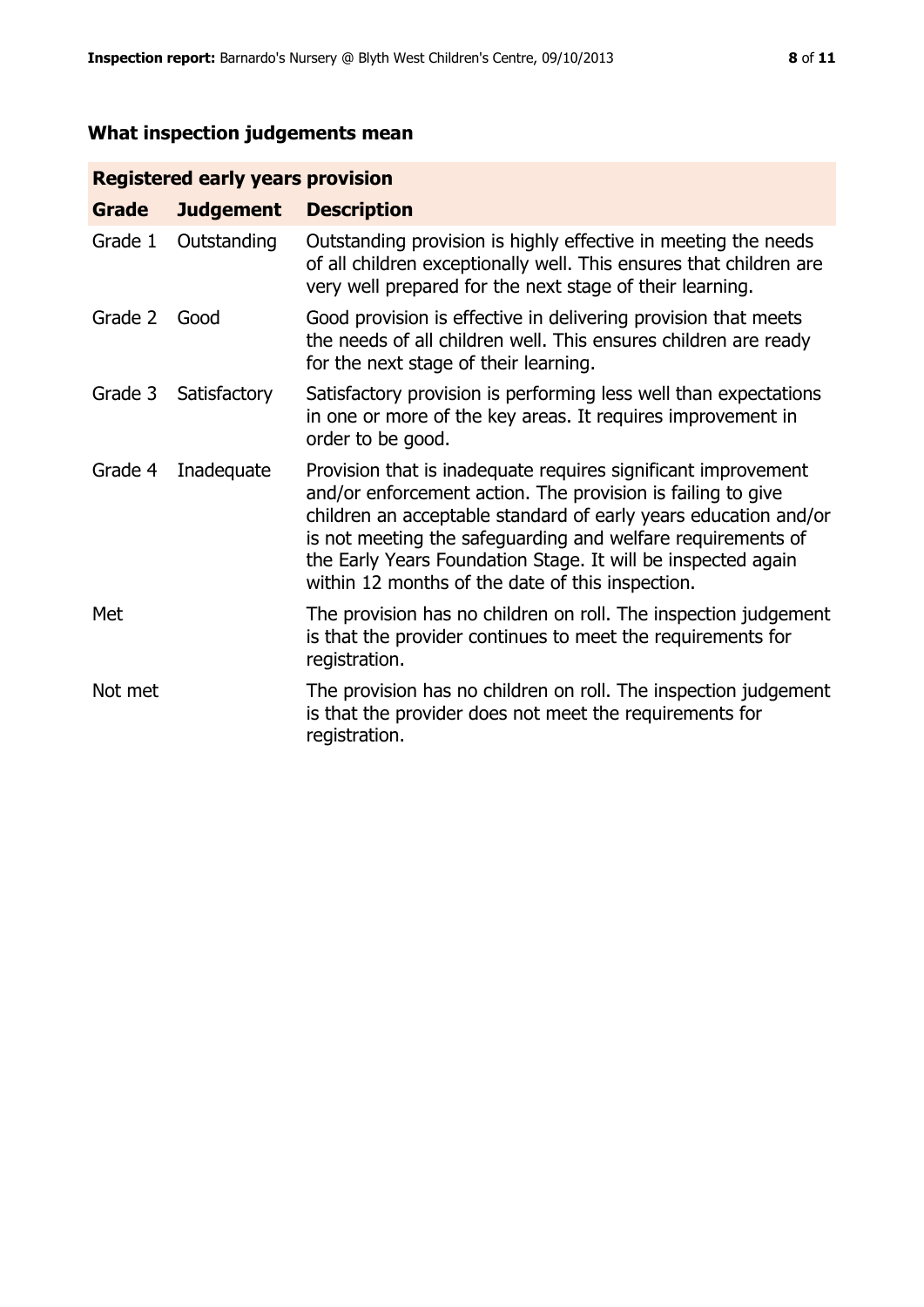## What inspection judgements mean

| Registered early years provision | | |
|---|---|---|
| **Grade** | **Judgement** | **Description** |
| Grade 1 | Outstanding | Outstanding provision is highly effective in meeting the needs of all children exceptionally well. This ensures that children are very well prepared for the next stage of their learning. |
| Grade 2 | Good | Good provision is effective in delivering provision that meets the needs of all children well. This ensures children are ready for the next stage of their learning. |
| Grade 3 | Satisfactory | Satisfactory provision is performing less well than expectations in one or more of the key areas. It requires improvement in order to be good. |
| Grade 4 | Inadequate | Provision that is inadequate requires significant improvement and/or enforcement action. The provision is failing to give children an acceptable standard of early years education and/or is not meeting the safeguarding and welfare requirements of the Early Years Foundation Stage. It will be inspected again within 12 months of the date of this inspection. |
| Met | | The provision has no children on roll. The inspection judgement is that the provider continues to meet the requirements for registration. |
| Not met | | The provision has no children on roll. The inspection judgement is that the provider does not meet the requirements for registration. |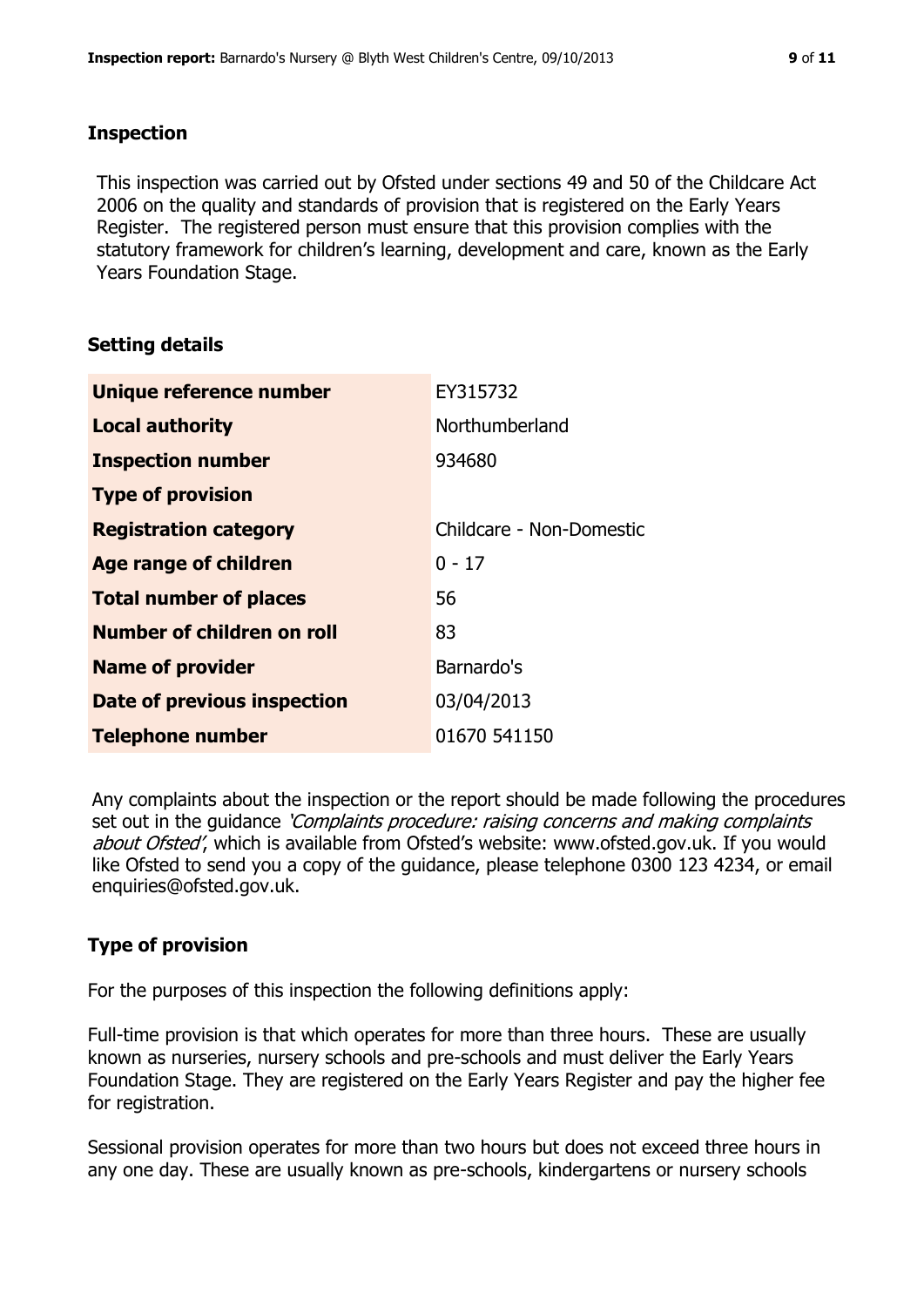## Inspection

This inspection was carried out by Ofsted under sections 49 and 50 of the Childcare Act 2006 on the quality and standards of provision that is registered on the Early Years Register. The registered person must ensure that this provision complies with the statutory framework for children's learning, development and care, known as the Early Years Foundation Stage.

## Setting details

| | |
|---|---|
| **Unique reference number** | EY315732 |
| **Local authority** | Northumberland |
| **Inspection number** | 934680 |
| **Type of provision** | |
| **Registration category** | Childcare - Non-Domestic |
| **Age range of children** | 0 - 17 |
| **Total number of places** | 56 |
| **Number of children on roll** | 83 |
| **Name of provider** | Barnardo's |
| **Date of previous inspection** | 03/04/2013 |
| **Telephone number** | 01670 541150 |

Any complaints about the inspection or the report should be made following the procedures set out in the guidance *'Complaints procedure: raising concerns and making complaints about Ofsted'*, which is available from Ofsted's website: www.ofsted.gov.uk. If you would like Ofsted to send you a copy of the guidance, please telephone 0300 123 4234, or email enquiries@ofsted.gov.uk.

## Type of provision

For the purposes of this inspection the following definitions apply:

Full-time provision is that which operates for more than three hours. These are usually known as nurseries, nursery schools and pre-schools and must deliver the Early Years Foundation Stage. They are registered on the Early Years Register and pay the higher fee for registration.

Sessional provision operates for more than two hours but does not exceed three hours in any one day. These are usually known as pre-schools, kindergartens or nursery schools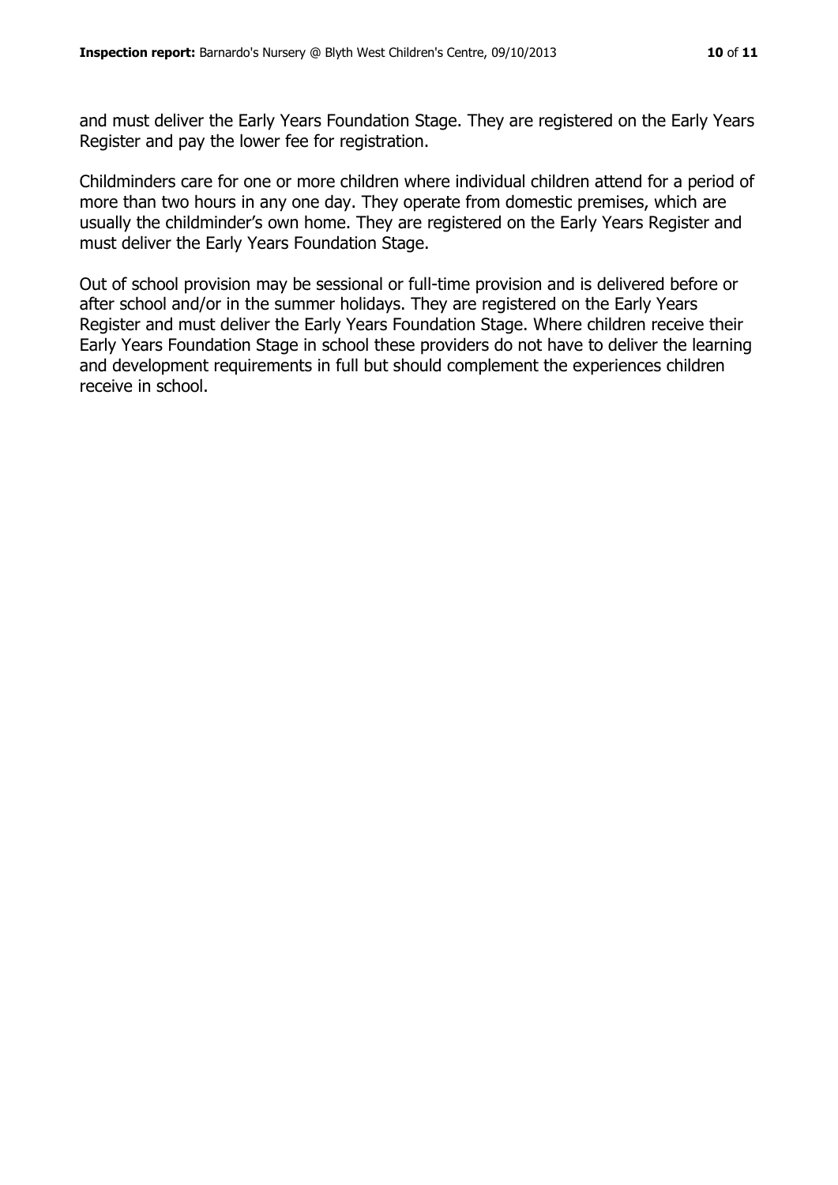and must deliver the Early Years Foundation Stage. They are registered on the Early Years Register and pay the lower fee for registration.

Childminders care for one or more children where individual children attend for a period of more than two hours in any one day. They operate from domestic premises, which are usually the childminder's own home. They are registered on the Early Years Register and must deliver the Early Years Foundation Stage.

Out of school provision may be sessional or full-time provision and is delivered before or after school and/or in the summer holidays. They are registered on the Early Years Register and must deliver the Early Years Foundation Stage. Where children receive their Early Years Foundation Stage in school these providers do not have to deliver the learning and development requirements in full but should complement the experiences children receive in school.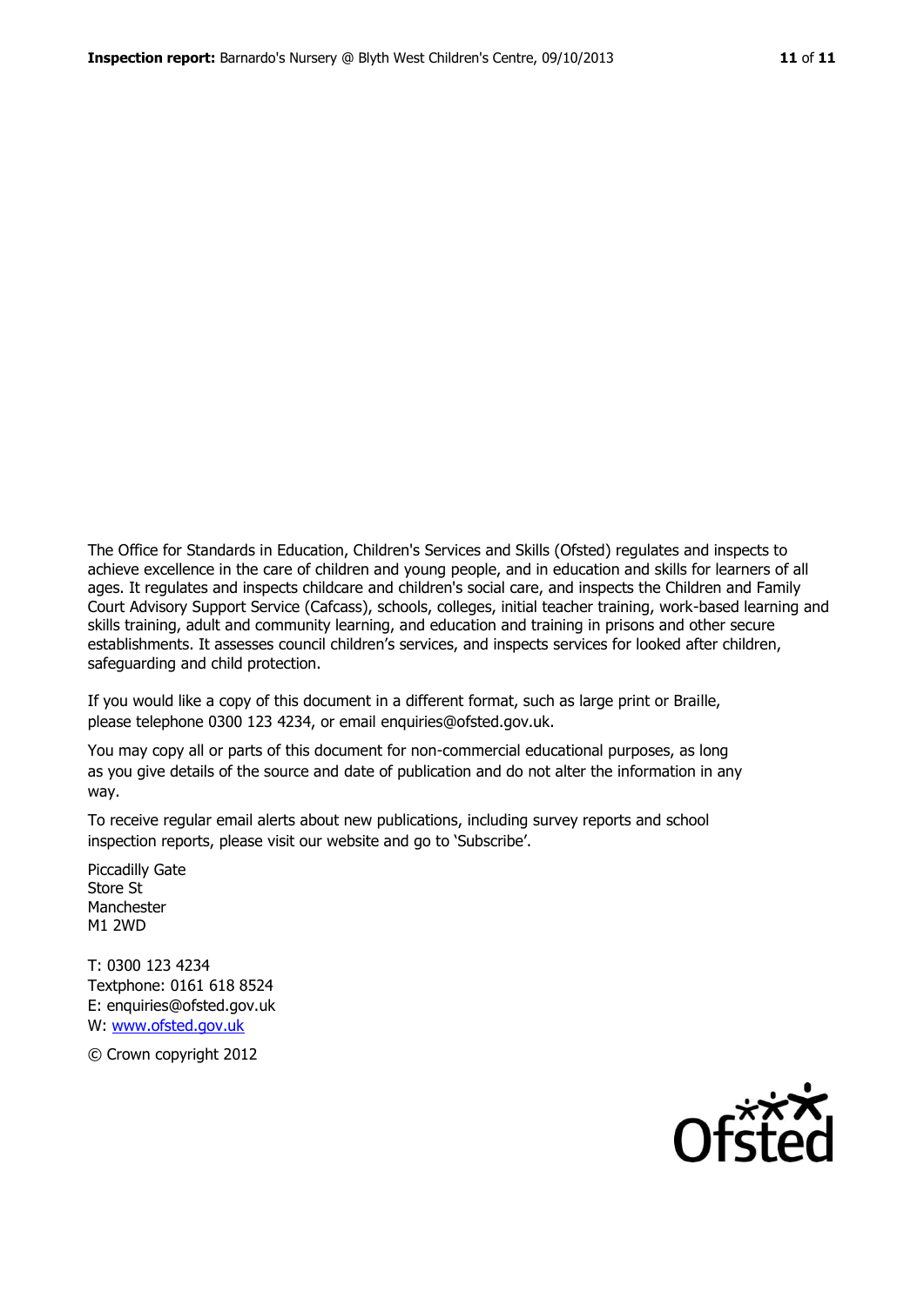The Office for Standards in Education, Children's Services and Skills (Ofsted) regulates and inspects to achieve excellence in the care of children and young people, and in education and skills for learners of all ages. It regulates and inspects childcare and children's social care, and inspects the Children and Family Court Advisory Support Service (Cafcass), schools, colleges, initial teacher training, work-based learning and skills training, adult and community learning, and education and training in prisons and other secure establishments. It assesses council children's services, and inspects services for looked after children, safeguarding and child protection.

If you would like a copy of this document in a different format, such as large print or Braille, please telephone 0300 123 4234, or email enquiries@ofsted.gov.uk.

You may copy all or parts of this document for non-commercial educational purposes, as long as you give details of the source and date of publication and do not alter the information in any way.

To receive regular email alerts about new publications, including survey reports and school inspection reports, please visit our website and go to 'Subscribe'.

Piccadilly Gate
Store St
Manchester
M1 2WD

T: 0300 123 4234
Textphone: 0161 618 8524
E: enquiries@ofsted.gov.uk
W: www.ofsted.gov.uk

© Crown copyright 2012